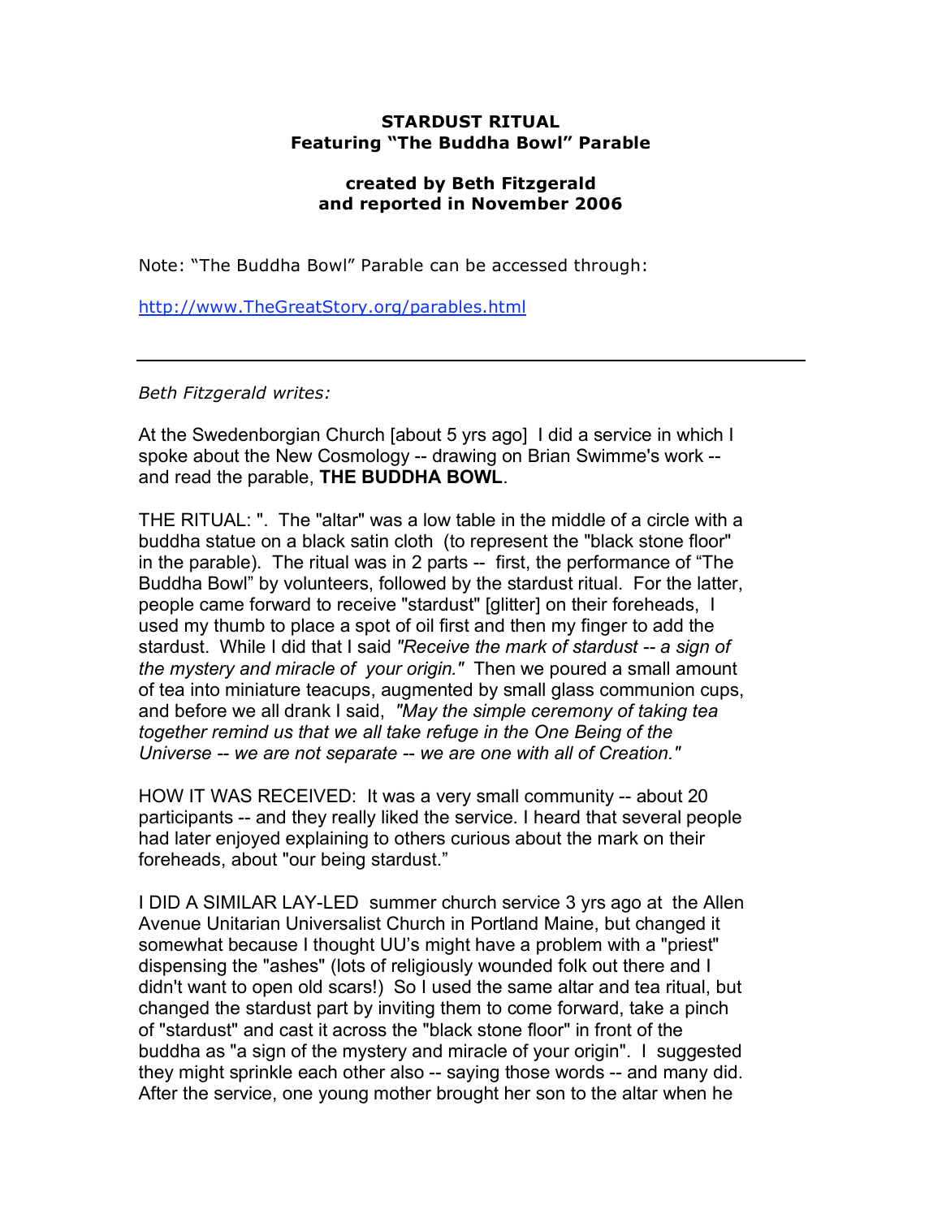**STARDUST RITUAL**
**Featuring "The Buddha Bowl" Parable**

**created by Beth Fitzgerald**
**and reported in November 2006**

Note: "The Buddha Bowl" Parable can be accessed through:

http://www.TheGreatStory.org/parables.html

---

*Beth Fitzgerald writes:*

At the Swedenborgian Church [about 5 yrs ago] I did a service in which I spoke about the New Cosmology -- drawing on Brian Swimme's work -- and read the parable, **THE BUDDHA BOWL**.

THE RITUAL: ". The "altar" was a low table in the middle of a circle with a buddha statue on a black satin cloth (to represent the "black stone floor" in the parable). The ritual was in 2 parts -- first, the performance of "The Buddha Bowl" by volunteers, followed by the stardust ritual. For the latter, people came forward to receive "stardust" [glitter] on their foreheads, I used my thumb to place a spot of oil first and then my finger to add the stardust. While I did that I said *"Receive the mark of stardust -- a sign of the mystery and miracle of your origin."* Then we poured a small amount of tea into miniature teacups, augmented by small glass communion cups, and before we all drank I said, *"May the simple ceremony of taking tea together remind us that we all take refuge in the One Being of the Universe -- we are not separate -- we are one with all of Creation."*

HOW IT WAS RECEIVED: It was a very small community -- about 20 participants -- and they really liked the service. I heard that several people had later enjoyed explaining to others curious about the mark on their foreheads, about "our being stardust."

I DID A SIMILAR LAY-LED summer church service 3 yrs ago at the Allen Avenue Unitarian Universalist Church in Portland Maine, but changed it somewhat because I thought UU's might have a problem with a "priest" dispensing the "ashes" (lots of religiously wounded folk out there and I didn't want to open old scars!) So I used the same altar and tea ritual, but changed the stardust part by inviting them to come forward, take a pinch of "stardust" and cast it across the "black stone floor" in front of the buddha as "a sign of the mystery and miracle of your origin". I suggested they might sprinkle each other also -- saying those words -- and many did. After the service, one young mother brought her son to the altar when he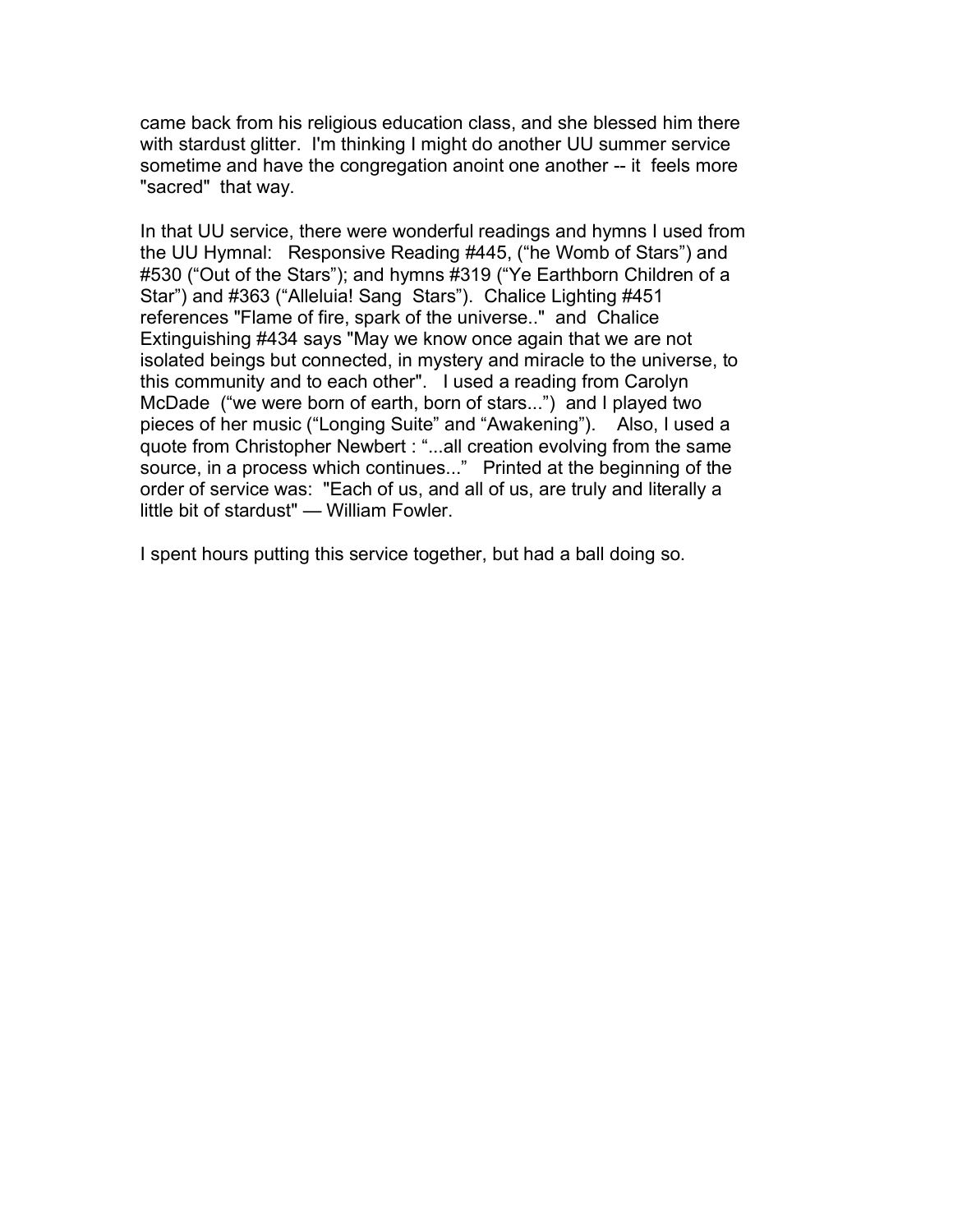came back from his religious education class, and she blessed him there with stardust glitter. I'm thinking I might do another UU summer service sometime and have the congregation anoint one another -- it feels more "sacred" that way.

In that UU service, there were wonderful readings and hymns I used from the UU Hymnal: Responsive Reading #445, ("he Womb of Stars") and #530 ("Out of the Stars"); and hymns #319 ("Ye Earthborn Children of a Star") and #363 ("Alleluia! Sang Stars"). Chalice Lighting #451 references "Flame of fire, spark of the universe.." and Chalice Extinguishing #434 says "May we know once again that we are not isolated beings but connected, in mystery and miracle to the universe, to this community and to each other". I used a reading from Carolyn McDade ("we were born of earth, born of stars...") and I played two pieces of her music ("Longing Suite" and "Awakening"). Also, I used a quote from Christopher Newbert : "...all creation evolving from the same source, in a process which continues..." Printed at the beginning of the order of service was: "Each of us, and all of us, are truly and literally a little bit of stardust" — William Fowler.

I spent hours putting this service together, but had a ball doing so.